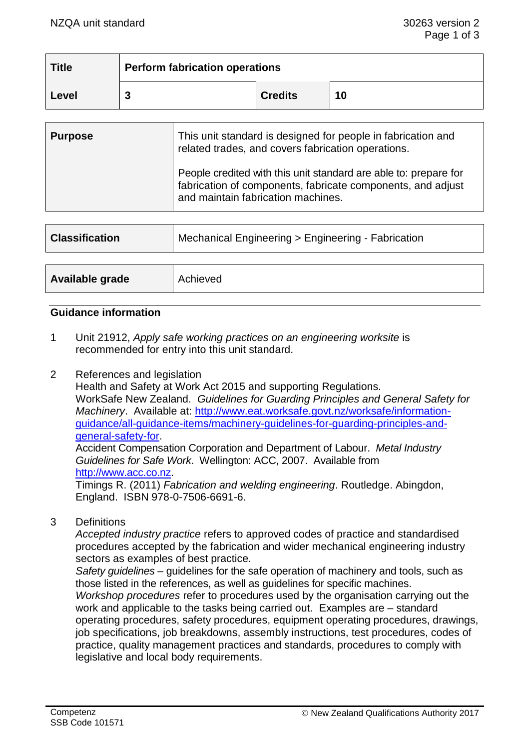| Title | Perform fabrication operations | | |
|---|---|---|---|
| Level | 3 | Credits | 10 |

| Purpose | This unit standard is designed for people in fabrication and related trades, and covers fabrication operations.<br><br>People credited with this unit standard are able to: prepare for fabrication of components, fabricate components, and adjust and maintain fabrication machines. |
|---|---|

| Classification | Mechanical Engineering > Engineering - Fabrication |
|---|---|

| Available grade | Achieved |
|---|---|

## Guidance information

1 Unit 21912, *Apply safe working practices on an engineering worksite* is recommended for entry into this unit standard.

2 References and legislation
Health and Safety at Work Act 2015 and supporting Regulations.
WorkSafe New Zealand. *Guidelines for Guarding Principles and General Safety for Machinery*. Available at: http://www.eat.worksafe.govt.nz/worksafe/information-guidance/all-guidance-items/machinery-guidelines-for-guarding-principles-and-general-safety-for.
Accident Compensation Corporation and Department of Labour. *Metal Industry Guidelines for Safe Work*. Wellington: ACC, 2007. Available from http://www.acc.co.nz.
Timings R. (2011) *Fabrication and welding engineering*. Routledge. Abingdon, England. ISBN 978-0-7506-6691-6.

3 Definitions
*Accepted industry practice* refers to approved codes of practice and standardised procedures accepted by the fabrication and wider mechanical engineering industry sectors as examples of best practice.
*Safety guidelines* – guidelines for the safe operation of machinery and tools, such as those listed in the references, as well as guidelines for specific machines.
*Workshop procedures* refer to procedures used by the organisation carrying out the work and applicable to the tasks being carried out. Examples are – standard operating procedures, safety procedures, equipment operating procedures, drawings, job specifications, job breakdowns, assembly instructions, test procedures, codes of practice, quality management practices and standards, procedures to comply with legislative and local body requirements.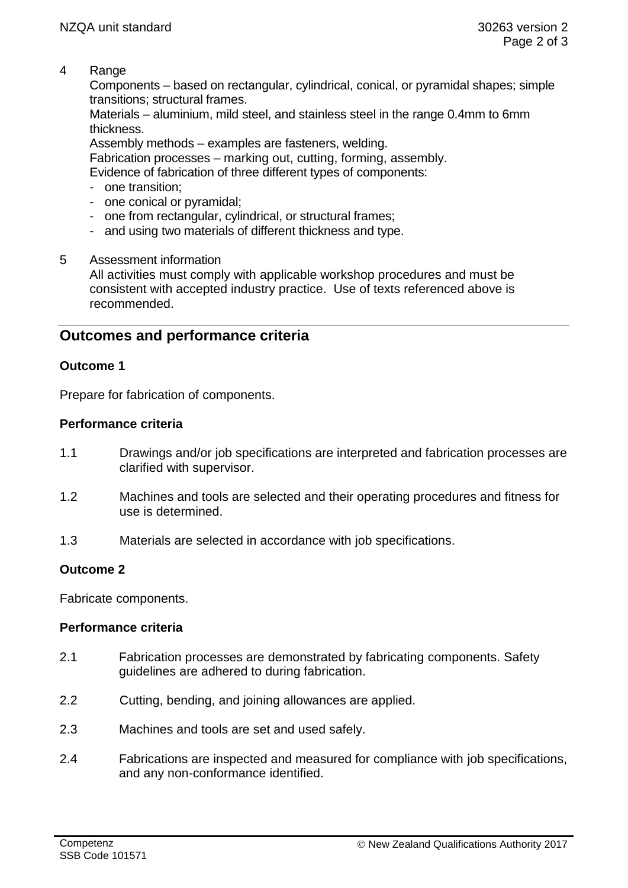4 Range

Components – based on rectangular, cylindrical, conical, or pyramidal shapes; simple transitions; structural frames.
Materials – aluminium, mild steel, and stainless steel in the range 0.4mm to 6mm thickness.
Assembly methods – examples are fasteners, welding.
Fabrication processes – marking out, cutting, forming, assembly.
Evidence of fabrication of three different types of components:
- one transition;
- one conical or pyramidal;
- one from rectangular, cylindrical, or structural frames;
- and using two materials of different thickness and type.

5 Assessment information

All activities must comply with applicable workshop procedures and must be consistent with accepted industry practice. Use of texts referenced above is recommended.

## Outcomes and performance criteria

### Outcome 1

Prepare for fabrication of components.

#### Performance criteria

1.1 Drawings and/or job specifications are interpreted and fabrication processes are clarified with supervisor.

1.2 Machines and tools are selected and their operating procedures and fitness for use is determined.

1.3 Materials are selected in accordance with job specifications.

### Outcome 2

Fabricate components.

#### Performance criteria

2.1 Fabrication processes are demonstrated by fabricating components. Safety guidelines are adhered to during fabrication.

2.2 Cutting, bending, and joining allowances are applied.

2.3 Machines and tools are set and used safely.

2.4 Fabrications are inspected and measured for compliance with job specifications, and any non-conformance identified.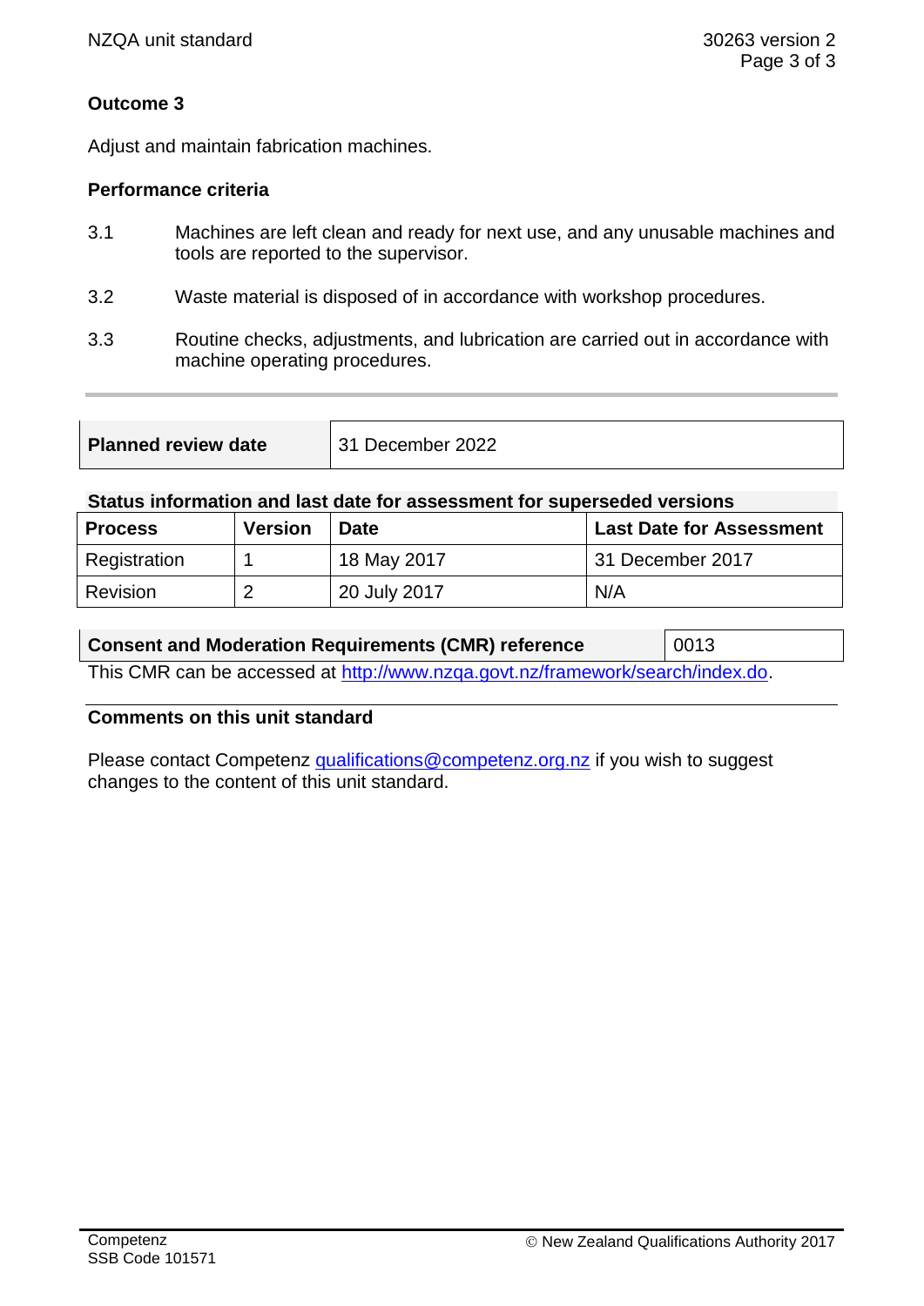**Outcome 3**

Adjust and maintain fabrication machines.

**Performance criteria**

3.1 Machines are left clean and ready for next use, and any unusable machines and tools are reported to the supervisor.

3.2 Waste material is disposed of in accordance with workshop procedures.

3.3 Routine checks, adjustments, and lubrication are carried out in accordance with machine operating procedures.

| | |
|---|---|
| **Planned review date** | 31 December 2022 |

**Status information and last date for assessment for superseded versions**

| Process | Version | Date | Last Date for Assessment |
|---|---|---|---|
| Registration | 1 | 18 May 2017 | 31 December 2017 |
| Revision | 2 | 20 July 2017 | N/A |

| | |
|---|---|
| **Consent and Moderation Requirements (CMR) reference** | 0013 |

This CMR can be accessed at http://www.nzqa.govt.nz/framework/search/index.do.

**Comments on this unit standard**

Please contact Competenz qualifications@competenz.org.nz if you wish to suggest changes to the content of this unit standard.